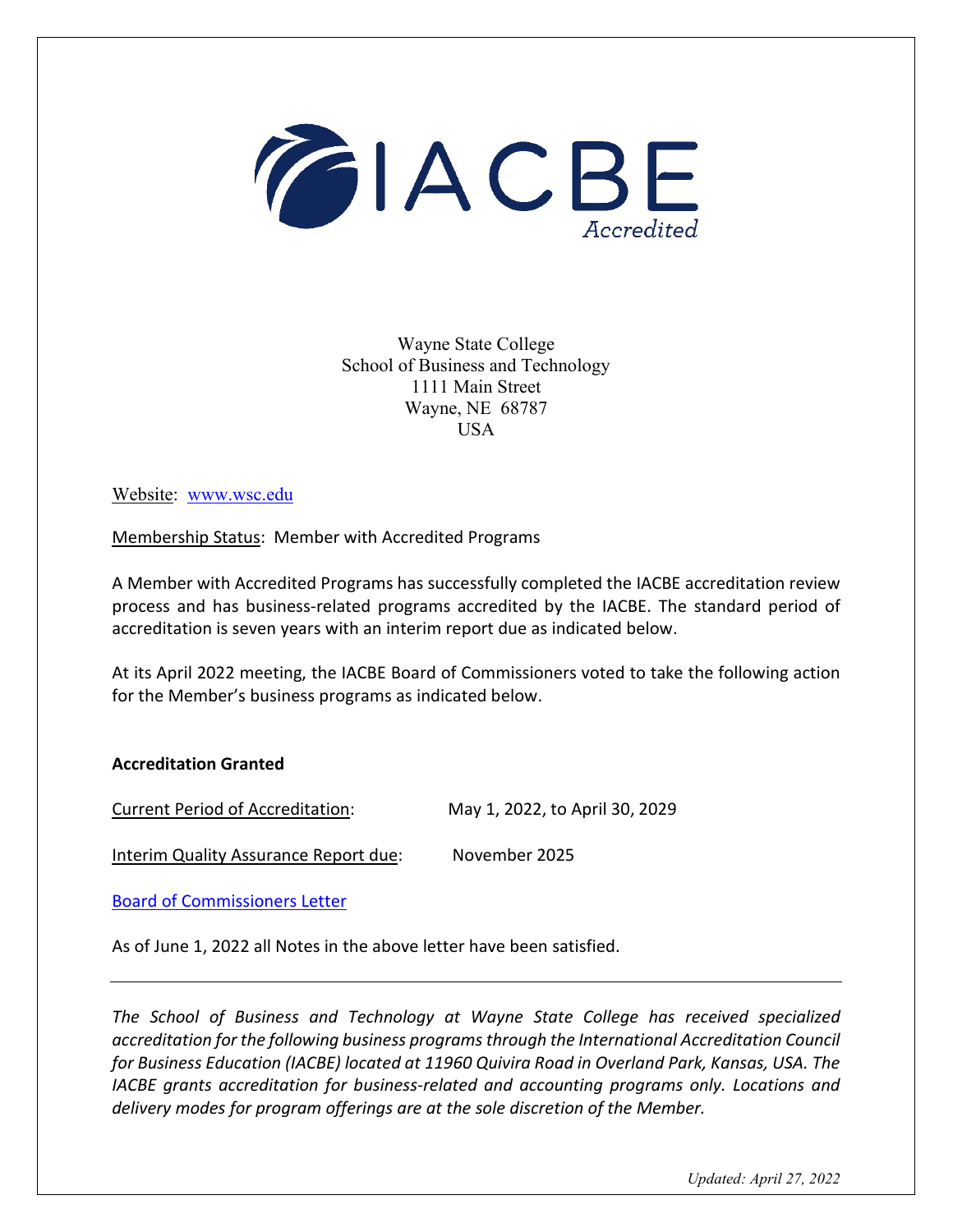IACBE

Accredited

Wayne State College
School of Business and Technology
1111 Main Street
Wayne, NE 68787
USA

Website: [www.wsc.edu](http://www.wsc.edu)

Membership Status: Member with Accredited Programs

A Member with Accredited Programs has successfully completed the IACBE accreditation review process and has business-related programs accredited by the IACBE. The standard period of accreditation is seven years with an interim report due as indicated below.

At its April 2022 meeting, the IACBE Board of Commissioners voted to take the following action for the Member's business programs as indicated below.

**Accreditation Granted**

Current Period of Accreditation: May 1, 2022, to April 30, 2029

Interim Quality Assurance Report due: November 2025

Board of Commissioners Letter

As of June 1, 2022 all Notes in the above letter have been satisfied.

---

*The School of Business and Technology at Wayne State College has received specialized accreditation for the following business programs through the International Accreditation Council for Business Education (IACBE) located at 11960 Quivira Road in Overland Park, Kansas, USA. The IACBE grants accreditation for business-related and accounting programs only. Locations and delivery modes for program offerings are at the sole discretion of the Member.*

*Updated: April 27, 2022*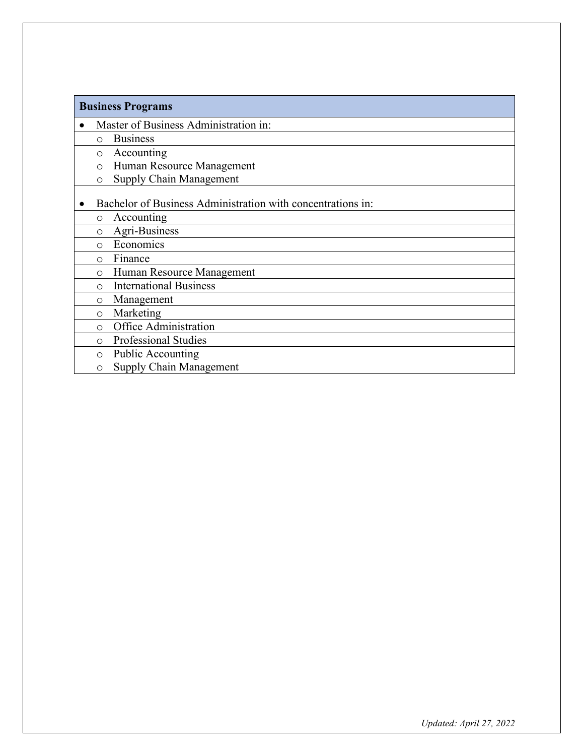| Business Programs |
|---|
| • Master of Business Administration in: |
| ○ Business |
| ○ Accounting<br>○ Human Resource Management<br>○ Supply Chain Management |
| • Bachelor of Business Administration with concentrations in: |
| ○ Accounting |
| ○ Agri-Business |
| ○ Economics |
| ○ Finance |
| ○ Human Resource Management |
| ○ International Business |
| ○ Management |
| ○ Marketing |
| ○ Office Administration |
| ○ Professional Studies |
| ○ Public Accounting<br>○ Supply Chain Management |

*Updated: April 27, 2022*